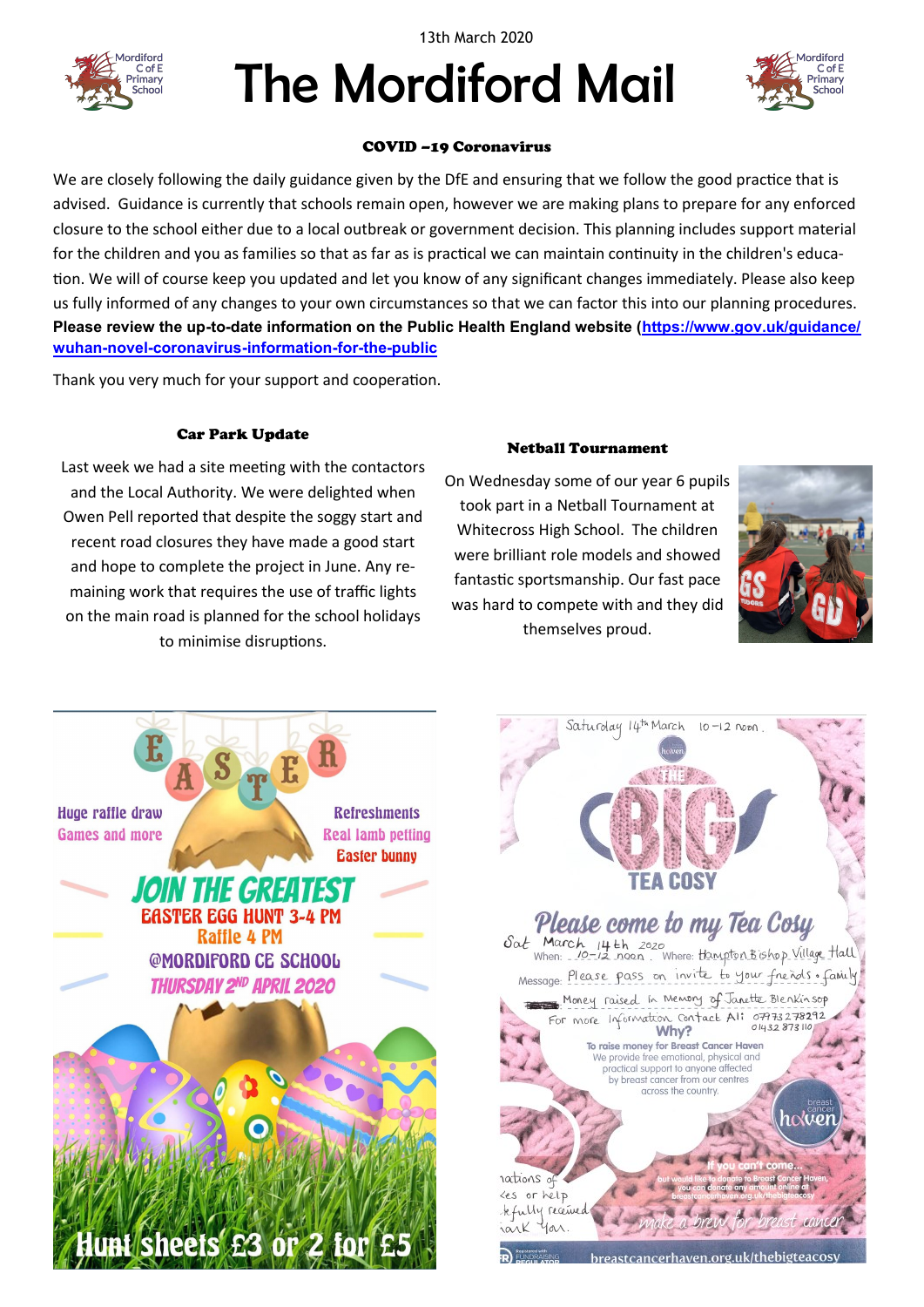13th March 2020

# The Mordiford Mail

## COVID –19 Coronavirus

We are closely following the daily guidance given by the DfE and ensuring that we follow the good practice that is advised. Guidance is currently that schools remain open, however we are making plans to prepare for any enforced closure to the school either due to a local outbreak or government decision. This planning includes support material for the children and you as families so that as far as is practical we can maintain continuity in the children's education. We will of course keep you updated and let you know of any significant changes immediately. Please also keep us fully informed of any changes to your own circumstances so that we can factor this into our planning procedures.
**Please review the up-to-date information on the Public Health England website (https://www.gov.uk/guidance/wuhan-novel-coronavirus-information-for-the-public**

Thank you very much for your support and cooperation.

## Car Park Update

Last week we had a site meeting with the contactors and the Local Authority. We were delighted when Owen Pell reported that despite the soggy start and recent road closures they have made a good start and hope to complete the project in June. Any remaining work that requires the use of traffic lights on the main road is planned for the school holidays to minimise disruptions.

## Netball Tournament

On Wednesday some of our year 6 pupils took part in a Netball Tournament at Whitecross High School. The children were brilliant role models and showed fantastic sportsmanship. Our fast pace was hard to compete with and they did themselves proud.

## EASTER

Huge raffle draw
Games and more

Refreshments
Real lamb petting
Easter bunny

**JOIN THE GREATEST EASTER EGG HUNT 3-4 PM**
Raffle 4 PM
@MORDIFORD CE SCHOOL
THURSDAY 2ND APRIL 2020

Hunt sheets £3 or 2 for £5

## THE BIG TEA COSY

Saturday 14th March 10–12 noon.

**Please come to my Tea Cosy**

When: Sat March 14th 2020 10–12 noon. Where: Hampton Bishop Village Hall

Message: Please pass on invite to your friends & family
Money raised in Memory of Janette Blenkinsop
For more information contact Ali: 07773 278292 01432 873110

**Why?**

To raise money for Breast Cancer Haven
We provide free emotional, physical and practical support to anyone affected by breast cancer from our centres across the country.

If you can't come...
but would like to donate to Breast Cancer Haven, you can donate any amount online at breastcancerhaven.org.uk/thebigteacosy

...nations of ...kes or help ...kfully received ...ank You.

make a brew for breast cancer

breastcancerhaven.org.uk/thebigteacosy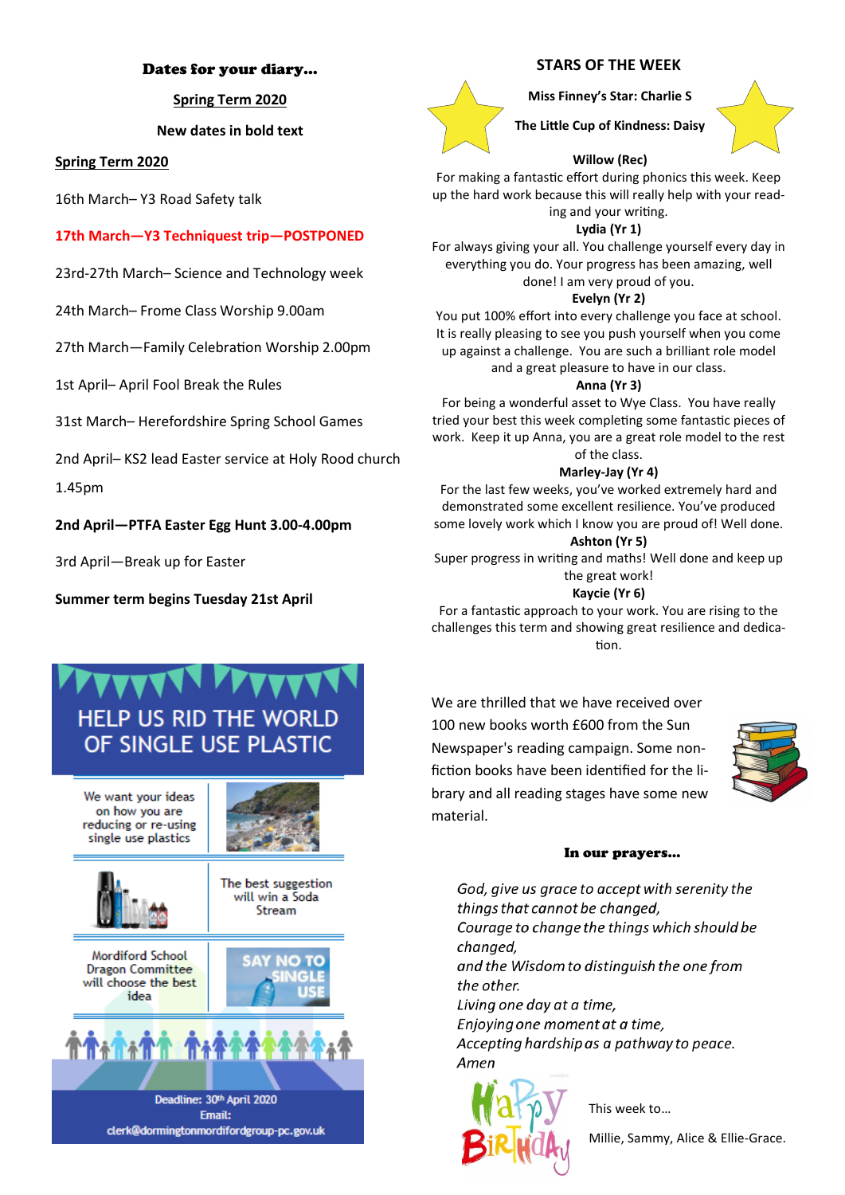## Dates for your diary...

**Spring Term 2020**

**New dates in bold text**

**Spring Term 2020**

16th March– Y3 Road Safety talk

**17th March—Y3 Techniquest trip—POSTPONED**

23rd-27th March– Science and Technology week

24th March– Frome Class Worship 9.00am

27th March—Family Celebration Worship 2.00pm

1st April– April Fool Break the Rules

31st March– Herefordshire Spring School Games

2nd April– KS2 lead Easter service at Holy Rood church 1.45pm

**2nd April—PTFA Easter Egg Hunt 3.00-4.00pm**

3rd April—Break up for Easter

**Summer term begins Tuesday 21st April**

HELP US RID THE WORLD OF SINGLE USE PLASTIC

We want your ideas on how you are reducing or re-using single use plastics

The best suggestion will win a Soda Stream

Mordiford School Dragon Committee will choose the best idea

SAY NO TO SINGLE USE

Deadline: 30th April 2020
Email:
clerk@dormingtonmordifordgroup-pc.gov.uk

## STARS OF THE WEEK

**Miss Finney's Star: Charlie S**

**The Little Cup of Kindness: Daisy**

**Willow (Rec)**
For making a fantastic effort during phonics this week. Keep up the hard work because this will really help with your reading and your writing.

**Lydia (Yr 1)**
For always giving your all. You challenge yourself every day in everything you do. Your progress has been amazing, well done! I am very proud of you.

**Evelyn (Yr 2)**
You put 100% effort into every challenge you face at school. It is really pleasing to see you push yourself when you come up against a challenge. You are such a brilliant role model and a great pleasure to have in our class.

**Anna (Yr 3)**
For being a wonderful asset to Wye Class. You have really tried your best this week completing some fantastic pieces of work. Keep it up Anna, you are a great role model to the rest of the class.

**Marley-Jay (Yr 4)**
For the last few weeks, you've worked extremely hard and demonstrated some excellent resilience. You've produced some lovely work which I know you are proud of! Well done.

**Ashton (Yr 5)**
Super progress in writing and maths! Well done and keep up the great work!

**Kaycie (Yr 6)**
For a fantastic approach to your work. You are rising to the challenges this term and showing great resilience and dedication.

We are thrilled that we have received over 100 new books worth £600 from the Sun Newspaper's reading campaign. Some non-fiction books have been identified for the library and all reading stages have some new material.

## In our prayers...

*God, give us grace to accept with serenity the things that cannot be changed,*
*Courage to change the things which should be changed,*
*and the Wisdom to distinguish the one from the other.*
*Living one day at a time,*
*Enjoying one moment at a time,*
*Accepting hardship as a pathway to peace.*
*Amen*

Happy Birthday

This week to...

Millie, Sammy, Alice & Ellie-Grace.